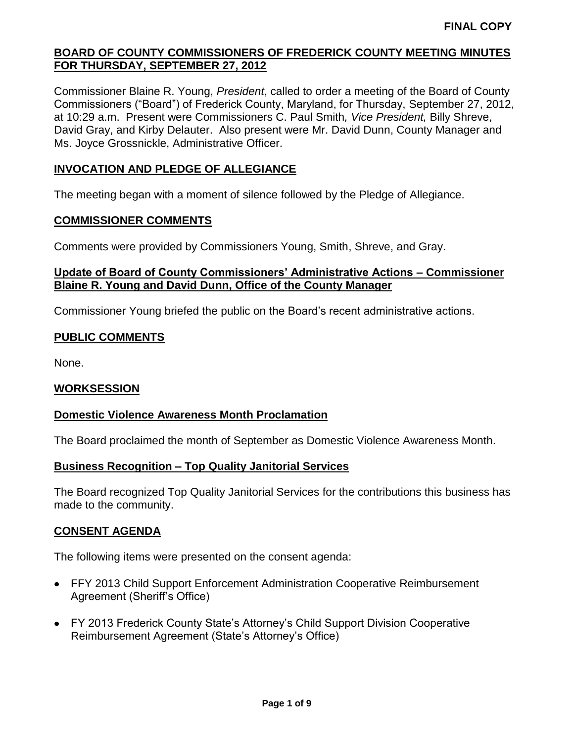**FINAL COPY**

# BOARD OF COUNTY COMMISSIONERS OF FREDERICK COUNTY MEETING MINUTES FOR THURSDAY, SEPTEMBER 27, 2012

Commissioner Blaine R. Young, *President*, called to order a meeting of the Board of County Commissioners ("Board") of Frederick County, Maryland, for Thursday, September 27, 2012, at 10:29 a.m. Present were Commissioners C. Paul Smith*, Vice President,* Billy Shreve, David Gray, and Kirby Delauter. Also present were Mr. David Dunn, County Manager and Ms. Joyce Grossnickle, Administrative Officer.

## INVOCATION AND PLEDGE OF ALLEGIANCE

The meeting began with a moment of silence followed by the Pledge of Allegiance.

## COMMISSIONER COMMENTS

Comments were provided by Commissioners Young, Smith, Shreve, and Gray.

### Update of Board of County Commissioners' Administrative Actions – Commissioner Blaine R. Young and David Dunn, Office of the County Manager

Commissioner Young briefed the public on the Board's recent administrative actions.

## PUBLIC COMMENTS

None.

## WORKSESSION

### Domestic Violence Awareness Month Proclamation

The Board proclaimed the month of September as Domestic Violence Awareness Month.

### Business Recognition – Top Quality Janitorial Services

The Board recognized Top Quality Janitorial Services for the contributions this business has made to the community.

## CONSENT AGENDA

The following items were presented on the consent agenda:

- FFY 2013 Child Support Enforcement Administration Cooperative Reimbursement Agreement (Sheriff's Office)
- FY 2013 Frederick County State's Attorney's Child Support Division Cooperative Reimbursement Agreement (State's Attorney's Office)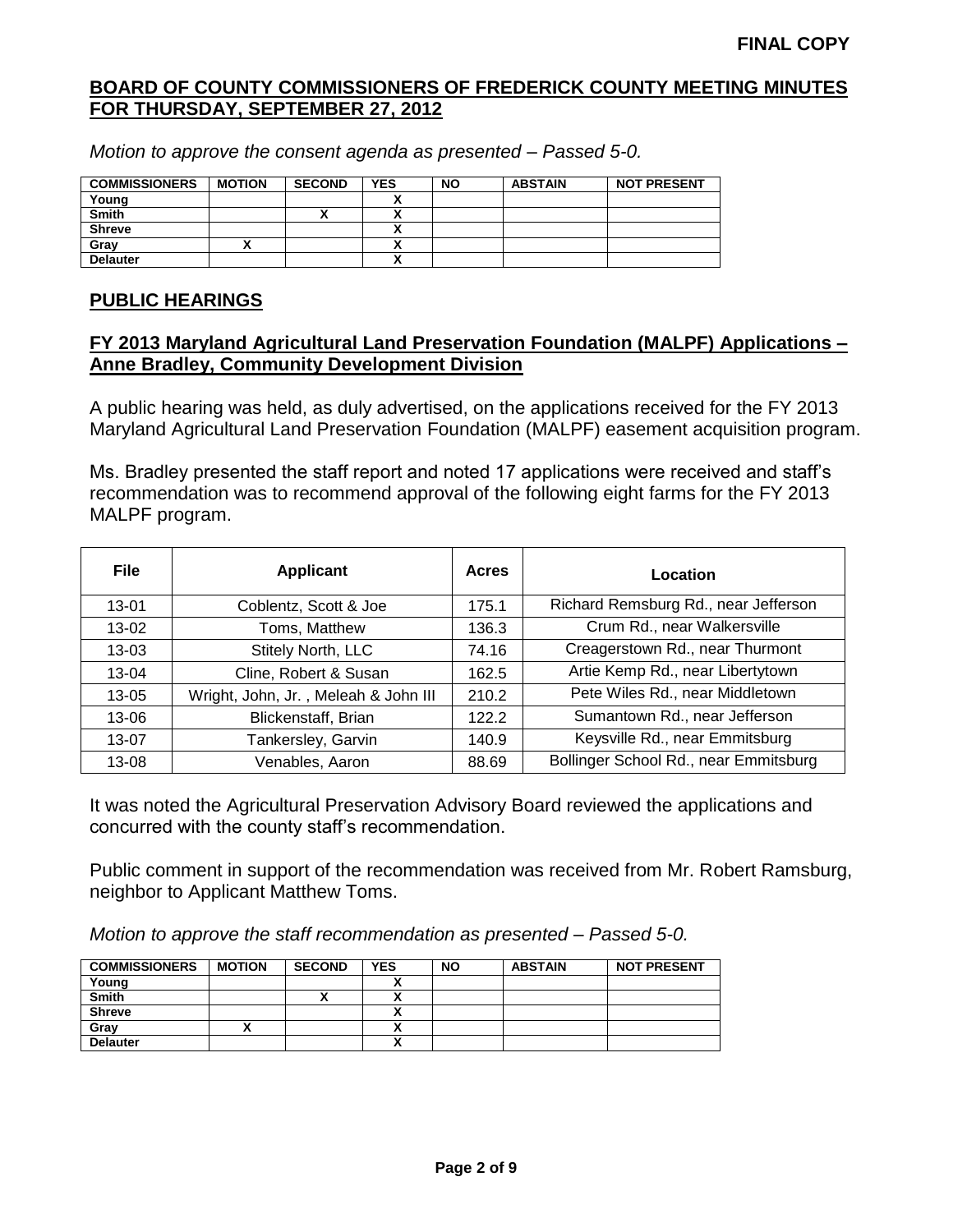**FINAL COPY**

## BOARD OF COUNTY COMMISSIONERS OF FREDERICK COUNTY MEETING MINUTES FOR THURSDAY, SEPTEMBER 27, 2012

*Motion to approve the consent agenda as presented – Passed 5-0.*

| COMMISSIONERS | MOTION | SECOND | YES | NO | ABSTAIN | NOT PRESENT |
|---|---|---|---|---|---|---|
| Young | | | X | | | |
| Smith | | X | X | | | |
| Shreve | | | X | | | |
| Gray | X | | X | | | |
| Delauter | | | X | | | |

## PUBLIC HEARINGS

### FY 2013 Maryland Agricultural Land Preservation Foundation (MALPF) Applications – Anne Bradley, Community Development Division

A public hearing was held, as duly advertised, on the applications received for the FY 2013 Maryland Agricultural Land Preservation Foundation (MALPF) easement acquisition program.

Ms. Bradley presented the staff report and noted 17 applications were received and staff's recommendation was to recommend approval of the following eight farms for the FY 2013 MALPF program.

| File | Applicant | Acres | Location |
|---|---|---|---|
| 13-01 | Coblentz, Scott & Joe | 175.1 | Richard Remsburg Rd., near Jefferson |
| 13-02 | Toms, Matthew | 136.3 | Crum Rd., near Walkersville |
| 13-03 | Stitely North, LLC | 74.16 | Creagerstown Rd., near Thurmont |
| 13-04 | Cline, Robert & Susan | 162.5 | Artie Kemp Rd., near Libertytown |
| 13-05 | Wright, John, Jr. , Meleah & John III | 210.2 | Pete Wiles Rd., near Middletown |
| 13-06 | Blickenstaff, Brian | 122.2 | Sumantown Rd., near Jefferson |
| 13-07 | Tankersley, Garvin | 140.9 | Keysville Rd., near Emmitsburg |
| 13-08 | Venables, Aaron | 88.69 | Bollinger School Rd., near Emmitsburg |

It was noted the Agricultural Preservation Advisory Board reviewed the applications and concurred with the county staff's recommendation.

Public comment in support of the recommendation was received from Mr. Robert Ramsburg, neighbor to Applicant Matthew Toms.

*Motion to approve the staff recommendation as presented – Passed 5-0.*

| COMMISSIONERS | MOTION | SECOND | YES | NO | ABSTAIN | NOT PRESENT |
|---|---|---|---|---|---|---|
| Young | | | X | | | |
| Smith | | X | X | | | |
| Shreve | | | X | | | |
| Gray | X | | X | | | |
| Delauter | | | X | | | |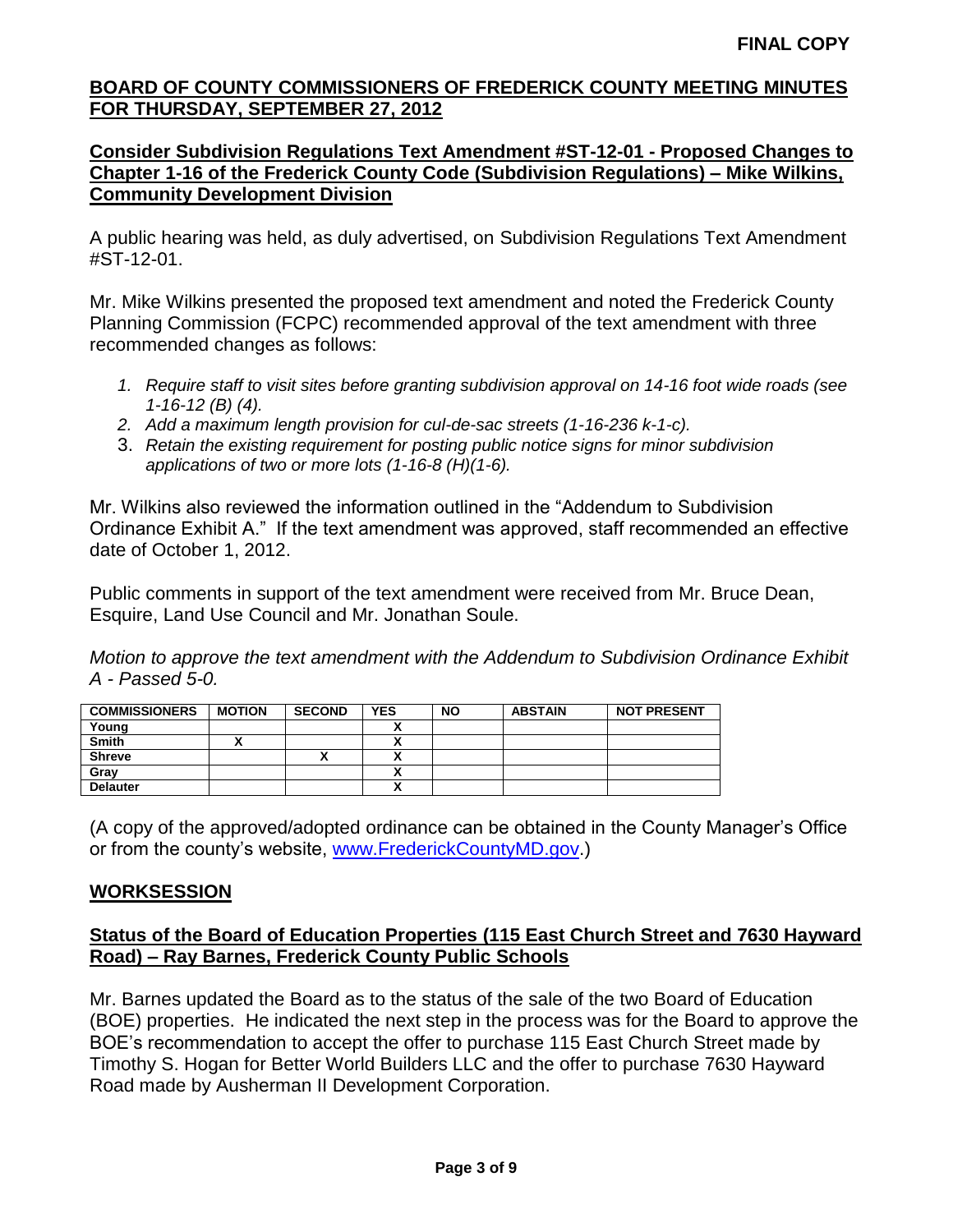**FINAL COPY**

## BOARD OF COUNTY COMMISSIONERS OF FREDERICK COUNTY MEETING MINUTES FOR THURSDAY, SEPTEMBER 27, 2012

### Consider Subdivision Regulations Text Amendment #ST-12-01 - Proposed Changes to Chapter 1-16 of the Frederick County Code (Subdivision Regulations) – Mike Wilkins, Community Development Division

A public hearing was held, as duly advertised, on Subdivision Regulations Text Amendment #ST-12-01.

Mr. Mike Wilkins presented the proposed text amendment and noted the Frederick County Planning Commission (FCPC) recommended approval of the text amendment with three recommended changes as follows:

1. *Require staff to visit sites before granting subdivision approval on 14-16 foot wide roads (see 1-16-12 (B) (4).*
2. *Add a maximum length provision for cul-de-sac streets (1-16-236 k-1-c).*
3. *Retain the existing requirement for posting public notice signs for minor subdivision applications of two or more lots (1-16-8 (H)(1-6).*

Mr. Wilkins also reviewed the information outlined in the "Addendum to Subdivision Ordinance Exhibit A." If the text amendment was approved, staff recommended an effective date of October 1, 2012.

Public comments in support of the text amendment were received from Mr. Bruce Dean, Esquire, Land Use Council and Mr. Jonathan Soule.

*Motion to approve the text amendment with the Addendum to Subdivision Ordinance Exhibit A - Passed 5-0.*

| COMMISSIONERS | MOTION | SECOND | YES | NO | ABSTAIN | NOT PRESENT |
|---|---|---|---|---|---|---|
| Young | | | X | | | |
| Smith | X | | X | | | |
| Shreve | | X | X | | | |
| Gray | | | X | | | |
| Delauter | | | X | | | |

(A copy of the approved/adopted ordinance can be obtained in the County Manager's Office or from the county's website, www.FrederickCountyMD.gov.)

## WORKSESSION

### Status of the Board of Education Properties (115 East Church Street and 7630 Hayward Road) – Ray Barnes, Frederick County Public Schools

Mr. Barnes updated the Board as to the status of the sale of the two Board of Education (BOE) properties. He indicated the next step in the process was for the Board to approve the BOE's recommendation to accept the offer to purchase 115 East Church Street made by Timothy S. Hogan for Better World Builders LLC and the offer to purchase 7630 Hayward Road made by Ausherman II Development Corporation.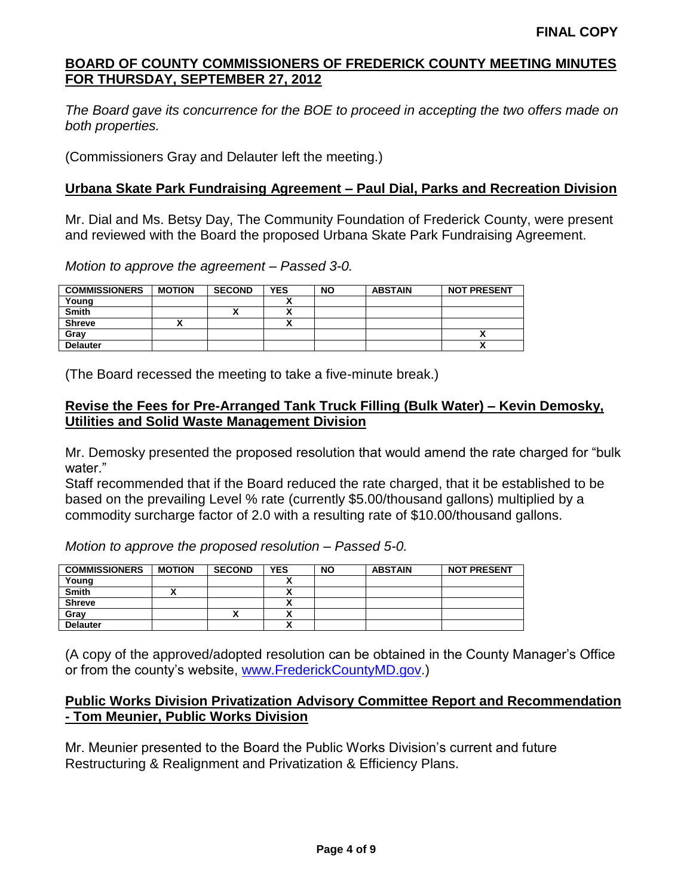**FINAL COPY**

## BOARD OF COUNTY COMMISSIONERS OF FREDERICK COUNTY MEETING MINUTES FOR THURSDAY, SEPTEMBER 27, 2012

*The Board gave its concurrence for the BOE to proceed in accepting the two offers made on both properties.*

(Commissioners Gray and Delauter left the meeting.)

### Urbana Skate Park Fundraising Agreement – Paul Dial, Parks and Recreation Division

Mr. Dial and Ms. Betsy Day, The Community Foundation of Frederick County, were present and reviewed with the Board the proposed Urbana Skate Park Fundraising Agreement.

*Motion to approve the agreement – Passed 3-0.*

| COMMISSIONERS | MOTION | SECOND | YES | NO | ABSTAIN | NOT PRESENT |
|---|---|---|---|---|---|---|
| Young | | | X | | | |
| Smith | | X | X | | | |
| Shreve | X | | X | | | |
| Gray | | | | | | X |
| Delauter | | | | | | X |

(The Board recessed the meeting to take a five-minute break.)

### Revise the Fees for Pre-Arranged Tank Truck Filling (Bulk Water) – Kevin Demosky, Utilities and Solid Waste Management Division

Mr. Demosky presented the proposed resolution that would amend the rate charged for "bulk water."
Staff recommended that if the Board reduced the rate charged, that it be established to be based on the prevailing Level % rate (currently $5.00/thousand gallons) multiplied by a commodity surcharge factor of 2.0 with a resulting rate of $10.00/thousand gallons.

*Motion to approve the proposed resolution – Passed 5-0.*

| COMMISSIONERS | MOTION | SECOND | YES | NO | ABSTAIN | NOT PRESENT |
|---|---|---|---|---|---|---|
| Young | | | X | | | |
| Smith | X | | X | | | |
| Shreve | | | X | | | |
| Gray | | X | X | | | |
| Delauter | | | X | | | |

(A copy of the approved/adopted resolution can be obtained in the County Manager's Office or from the county's website, www.FrederickCountyMD.gov.)

### Public Works Division Privatization Advisory Committee Report and Recommendation - Tom Meunier, Public Works Division

Mr. Meunier presented to the Board the Public Works Division's current and future Restructuring & Realignment and Privatization & Efficiency Plans.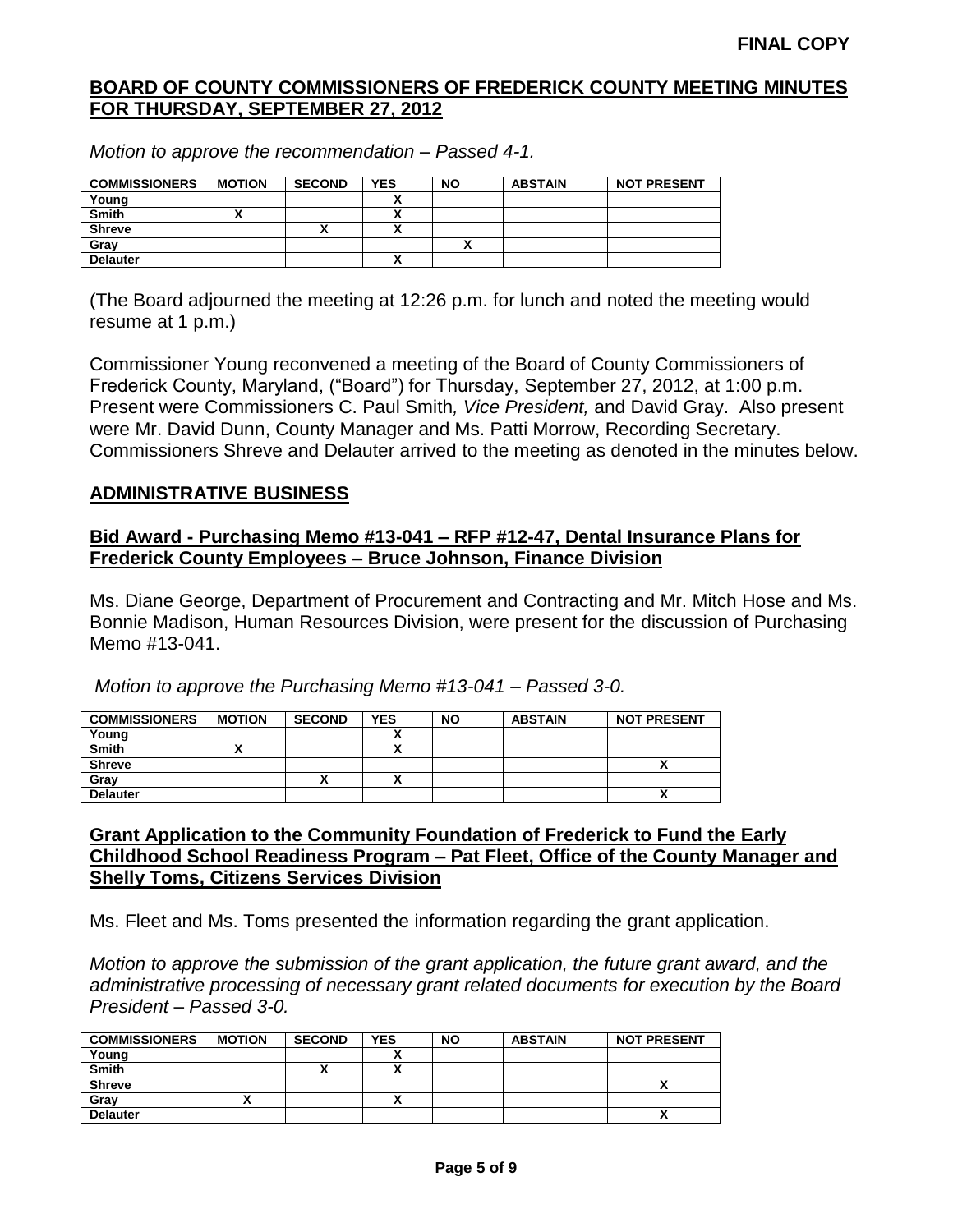**FINAL COPY**

**BOARD OF COUNTY COMMISSIONERS OF FREDERICK COUNTY MEETING MINUTES FOR THURSDAY, SEPTEMBER 27, 2012**

*Motion to approve the recommendation – Passed 4-1.*

| COMMISSIONERS | MOTION | SECOND | YES | NO | ABSTAIN | NOT PRESENT |
|---|---|---|---|---|---|---|
| Young | | | X | | | |
| Smith | X | | X | | | |
| Shreve | | X | X | | | |
| Gray | | | | X | | |
| Delauter | | | X | | | |

(The Board adjourned the meeting at 12:26 p.m. for lunch and noted the meeting would resume at 1 p.m.)

Commissioner Young reconvened a meeting of the Board of County Commissioners of Frederick County, Maryland, ("Board") for Thursday, September 27, 2012, at 1:00 p.m. Present were Commissioners C. Paul Smith*, Vice President,* and David Gray. Also present were Mr. David Dunn, County Manager and Ms. Patti Morrow, Recording Secretary. Commissioners Shreve and Delauter arrived to the meeting as denoted in the minutes below.

## ADMINISTRATIVE BUSINESS

### Bid Award - Purchasing Memo #13-041 – RFP #12-47, Dental Insurance Plans for Frederick County Employees – Bruce Johnson, Finance Division

Ms. Diane George, Department of Procurement and Contracting and Mr. Mitch Hose and Ms. Bonnie Madison, Human Resources Division, were present for the discussion of Purchasing Memo #13-041.

*Motion to approve the Purchasing Memo #13-041 – Passed 3-0.*

| COMMISSIONERS | MOTION | SECOND | YES | NO | ABSTAIN | NOT PRESENT |
|---|---|---|---|---|---|---|
| Young | | | X | | | |
| Smith | X | | X | | | |
| Shreve | | | | | | X |
| Gray | | X | X | | | |
| Delauter | | | | | | X |

### Grant Application to the Community Foundation of Frederick to Fund the Early Childhood School Readiness Program – Pat Fleet, Office of the County Manager and Shelly Toms, Citizens Services Division

Ms. Fleet and Ms. Toms presented the information regarding the grant application.

*Motion to approve the submission of the grant application, the future grant award, and the administrative processing of necessary grant related documents for execution by the Board President – Passed 3-0.*

| COMMISSIONERS | MOTION | SECOND | YES | NO | ABSTAIN | NOT PRESENT |
|---|---|---|---|---|---|---|
| Young | | | X | | | |
| Smith | | X | X | | | |
| Shreve | | | | | | X |
| Gray | X | | X | | | |
| Delauter | | | | | | X |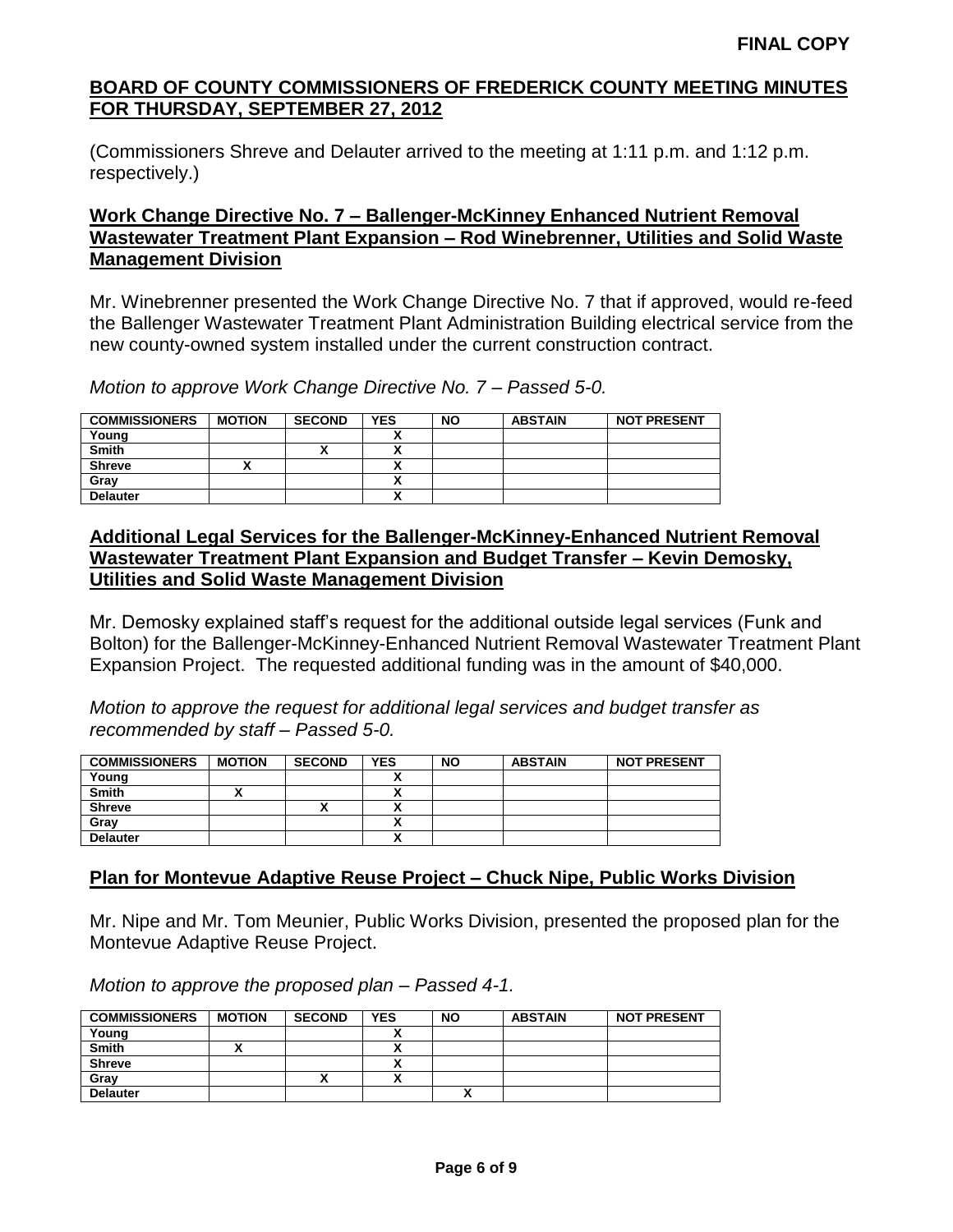**FINAL COPY**

## BOARD OF COUNTY COMMISSIONERS OF FREDERICK COUNTY MEETING MINUTES FOR THURSDAY, SEPTEMBER 27, 2012

(Commissioners Shreve and Delauter arrived to the meeting at 1:11 p.m. and 1:12 p.m. respectively.)

### Work Change Directive No. 7 – Ballenger-McKinney Enhanced Nutrient Removal Wastewater Treatment Plant Expansion – Rod Winebrenner, Utilities and Solid Waste Management Division

Mr. Winebrenner presented the Work Change Directive No. 7 that if approved, would re-feed the Ballenger Wastewater Treatment Plant Administration Building electrical service from the new county-owned system installed under the current construction contract.

*Motion to approve Work Change Directive No. 7 – Passed 5-0.*

| COMMISSIONERS | MOTION | SECOND | YES | NO | ABSTAIN | NOT PRESENT |
|---|---|---|---|---|---|---|
| Young | | | X | | | |
| Smith | | X | X | | | |
| Shreve | X | | X | | | |
| Gray | | | X | | | |
| Delauter | | | X | | | |

### Additional Legal Services for the Ballenger-McKinney-Enhanced Nutrient Removal Wastewater Treatment Plant Expansion and Budget Transfer – Kevin Demosky, Utilities and Solid Waste Management Division

Mr. Demosky explained staff's request for the additional outside legal services (Funk and Bolton) for the Ballenger-McKinney-Enhanced Nutrient Removal Wastewater Treatment Plant Expansion Project. The requested additional funding was in the amount of $40,000.

*Motion to approve the request for additional legal services and budget transfer as recommended by staff – Passed 5-0.*

| COMMISSIONERS | MOTION | SECOND | YES | NO | ABSTAIN | NOT PRESENT |
|---|---|---|---|---|---|---|
| Young | | | X | | | |
| Smith | X | | X | | | |
| Shreve | | X | X | | | |
| Gray | | | X | | | |
| Delauter | | | X | | | |

### Plan for Montevue Adaptive Reuse Project – Chuck Nipe, Public Works Division

Mr. Nipe and Mr. Tom Meunier, Public Works Division, presented the proposed plan for the Montevue Adaptive Reuse Project.

*Motion to approve the proposed plan – Passed 4-1.*

| COMMISSIONERS | MOTION | SECOND | YES | NO | ABSTAIN | NOT PRESENT |
|---|---|---|---|---|---|---|
| Young | | | X | | | |
| Smith | X | | X | | | |
| Shreve | | | X | | | |
| Gray | | X | X | | | |
| Delauter | | | | X | | |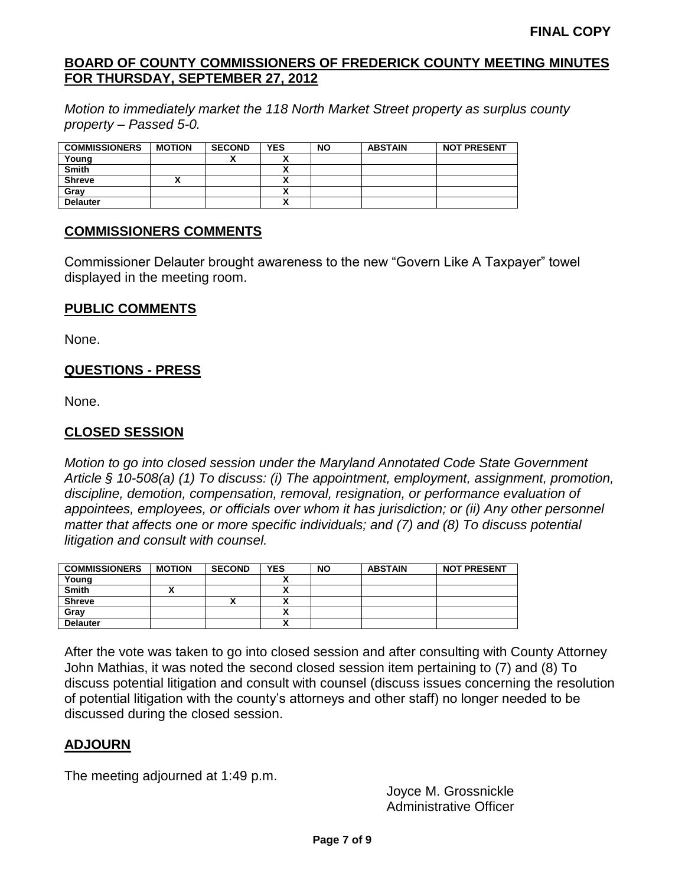**FINAL COPY**

## BOARD OF COUNTY COMMISSIONERS OF FREDERICK COUNTY MEETING MINUTES FOR THURSDAY, SEPTEMBER 27, 2012

*Motion to immediately market the 118 North Market Street property as surplus county property – Passed 5-0.*

| COMMISSIONERS | MOTION | SECOND | YES | NO | ABSTAIN | NOT PRESENT |
|---|---|---|---|---|---|---|
| Young | | X | X | | | |
| Smith | | | X | | | |
| Shreve | X | | X | | | |
| Gray | | | X | | | |
| Delauter | | | X | | | |

## COMMISSIONERS COMMENTS

Commissioner Delauter brought awareness to the new "Govern Like A Taxpayer" towel displayed in the meeting room.

## PUBLIC COMMENTS

None.

## QUESTIONS - PRESS

None.

## CLOSED SESSION

*Motion to go into closed session under the Maryland Annotated Code State Government Article § 10-508(a) (1) To discuss: (i) The appointment, employment, assignment, promotion, discipline, demotion, compensation, removal, resignation, or performance evaluation of appointees, employees, or officials over whom it has jurisdiction; or (ii) Any other personnel matter that affects one or more specific individuals; and (7) and (8) To discuss potential litigation and consult with counsel.*

| COMMISSIONERS | MOTION | SECOND | YES | NO | ABSTAIN | NOT PRESENT |
|---|---|---|---|---|---|---|
| Young | | | X | | | |
| Smith | X | | X | | | |
| Shreve | | X | X | | | |
| Gray | | | X | | | |
| Delauter | | | X | | | |

After the vote was taken to go into closed session and after consulting with County Attorney John Mathias, it was noted the second closed session item pertaining to (7) and (8) To discuss potential litigation and consult with counsel (discuss issues concerning the resolution of potential litigation with the county's attorneys and other staff) no longer needed to be discussed during the closed session.

## ADJOURN

The meeting adjourned at 1:49 p.m.

Joyce M. Grossnickle
Administrative Officer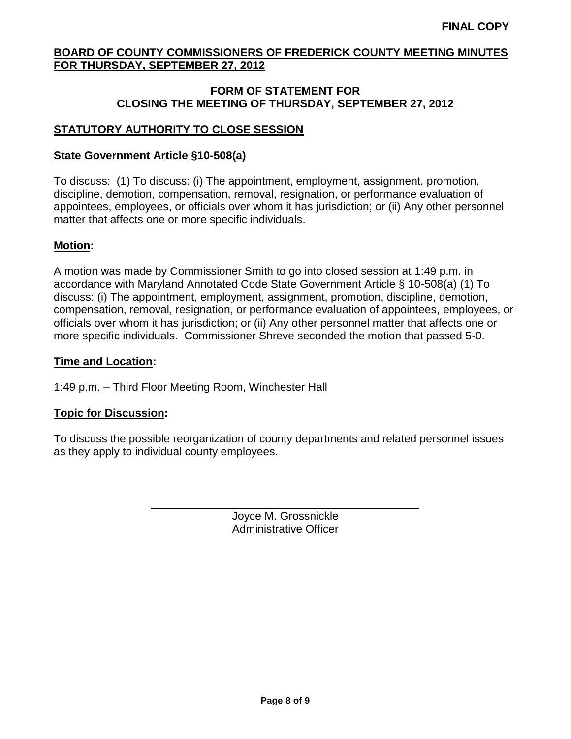**FINAL COPY**

**BOARD OF COUNTY COMMISSIONERS OF FREDERICK COUNTY MEETING MINUTES FOR THURSDAY, SEPTEMBER 27, 2012**

**FORM OF STATEMENT FOR CLOSING THE MEETING OF THURSDAY, SEPTEMBER 27, 2012**

**STATUTORY AUTHORITY TO CLOSE SESSION**

**State Government Article §10-508(a)**

To discuss: (1) To discuss: (i) The appointment, employment, assignment, promotion, discipline, demotion, compensation, removal, resignation, or performance evaluation of appointees, employees, or officials over whom it has jurisdiction; or (ii) Any other personnel matter that affects one or more specific individuals.

**Motion:**

A motion was made by Commissioner Smith to go into closed session at 1:49 p.m. in accordance with Maryland Annotated Code State Government Article § 10-508(a) (1) To discuss: (i) The appointment, employment, assignment, promotion, discipline, demotion, compensation, removal, resignation, or performance evaluation of appointees, employees, or officials over whom it has jurisdiction; or (ii) Any other personnel matter that affects one or more specific individuals. Commissioner Shreve seconded the motion that passed 5-0.

**Time and Location:**

1:49 p.m. – Third Floor Meeting Room, Winchester Hall

**Topic for Discussion:**

To discuss the possible reorganization of county departments and related personnel issues as they apply to individual county employees.

Joyce M. Grossnickle
Administrative Officer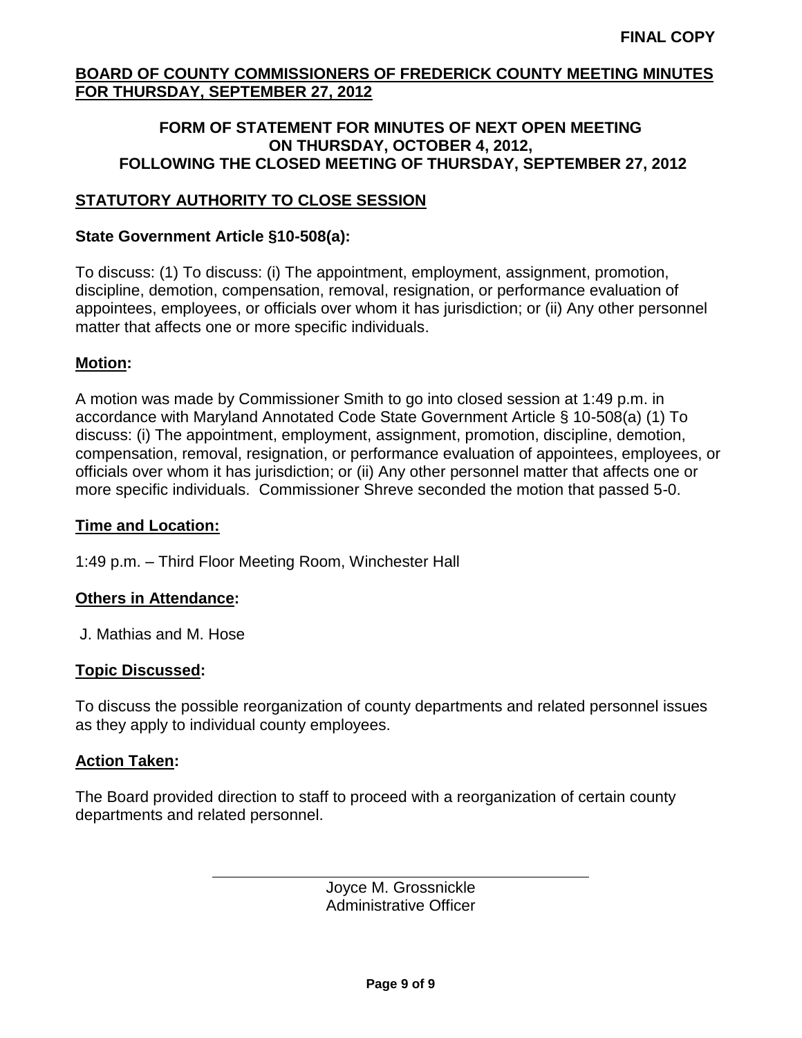**FINAL COPY**

**BOARD OF COUNTY COMMISSIONERS OF FREDERICK COUNTY MEETING MINUTES FOR THURSDAY, SEPTEMBER 27, 2012**

**FORM OF STATEMENT FOR MINUTES OF NEXT OPEN MEETING ON THURSDAY, OCTOBER 4, 2012, FOLLOWING THE CLOSED MEETING OF THURSDAY, SEPTEMBER 27, 2012**

## STATUTORY AUTHORITY TO CLOSE SESSION

**State Government Article §10-508(a):**

To discuss: (1) To discuss: (i) The appointment, employment, assignment, promotion, discipline, demotion, compensation, removal, resignation, or performance evaluation of appointees, employees, or officials over whom it has jurisdiction; or (ii) Any other personnel matter that affects one or more specific individuals.

**Motion:**

A motion was made by Commissioner Smith to go into closed session at 1:49 p.m. in accordance with Maryland Annotated Code State Government Article § 10-508(a) (1) To discuss: (i) The appointment, employment, assignment, promotion, discipline, demotion, compensation, removal, resignation, or performance evaluation of appointees, employees, or officials over whom it has jurisdiction; or (ii) Any other personnel matter that affects one or more specific individuals. Commissioner Shreve seconded the motion that passed 5-0.

**Time and Location:**

1:49 p.m. – Third Floor Meeting Room, Winchester Hall

**Others in Attendance:**

J. Mathias and M. Hose

**Topic Discussed:**

To discuss the possible reorganization of county departments and related personnel issues as they apply to individual county employees.

**Action Taken:**

The Board provided direction to staff to proceed with a reorganization of certain county departments and related personnel.

Joyce M. Grossnickle
Administrative Officer